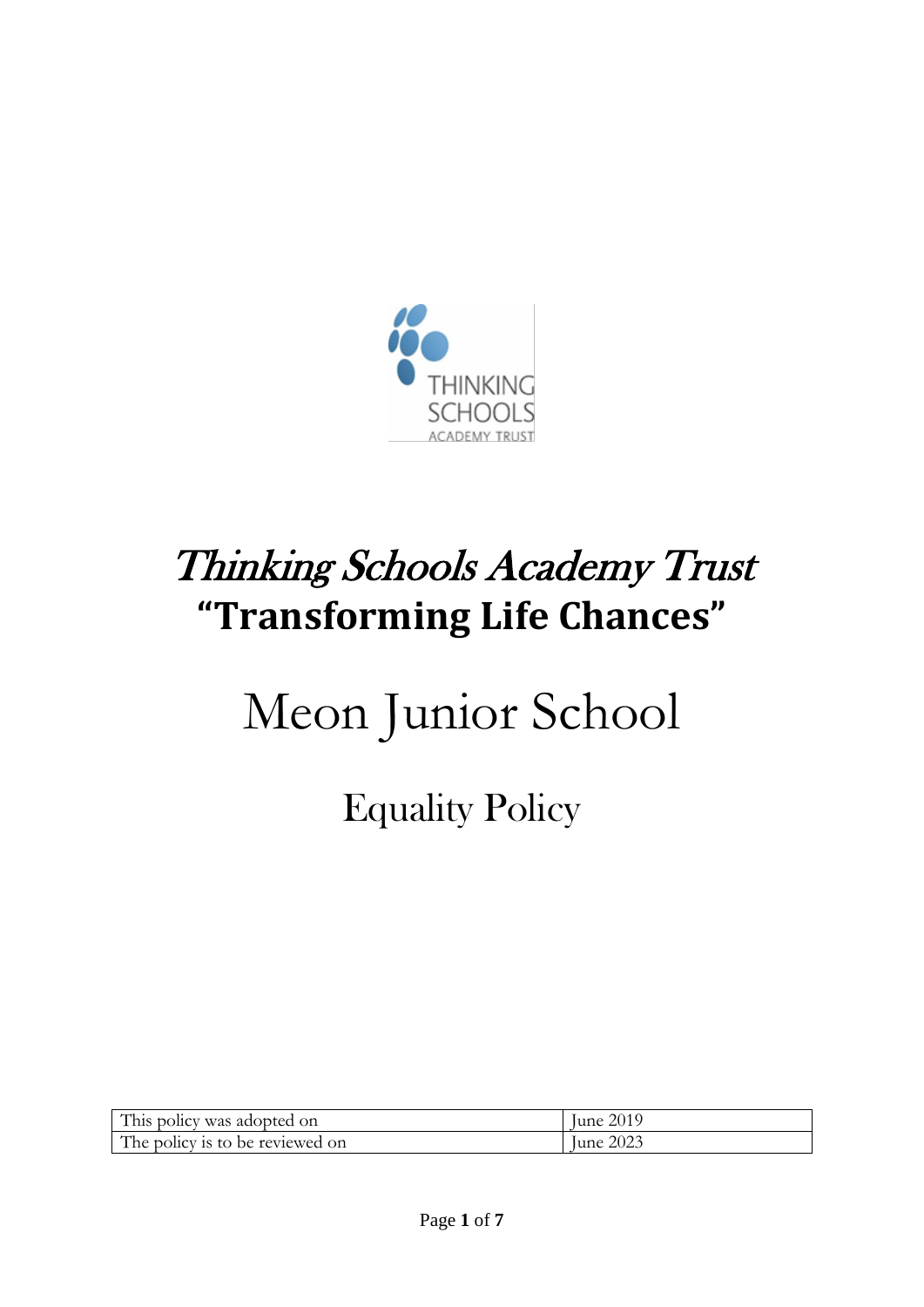# *Thinking Schools Academy Trust*

## **"Transforming Life Chances"**

# Meon Junior School

## Equality Policy

| This policy was adopted on | June 2019 |
|---|---|
| The policy is to be reviewed on | June 2023 |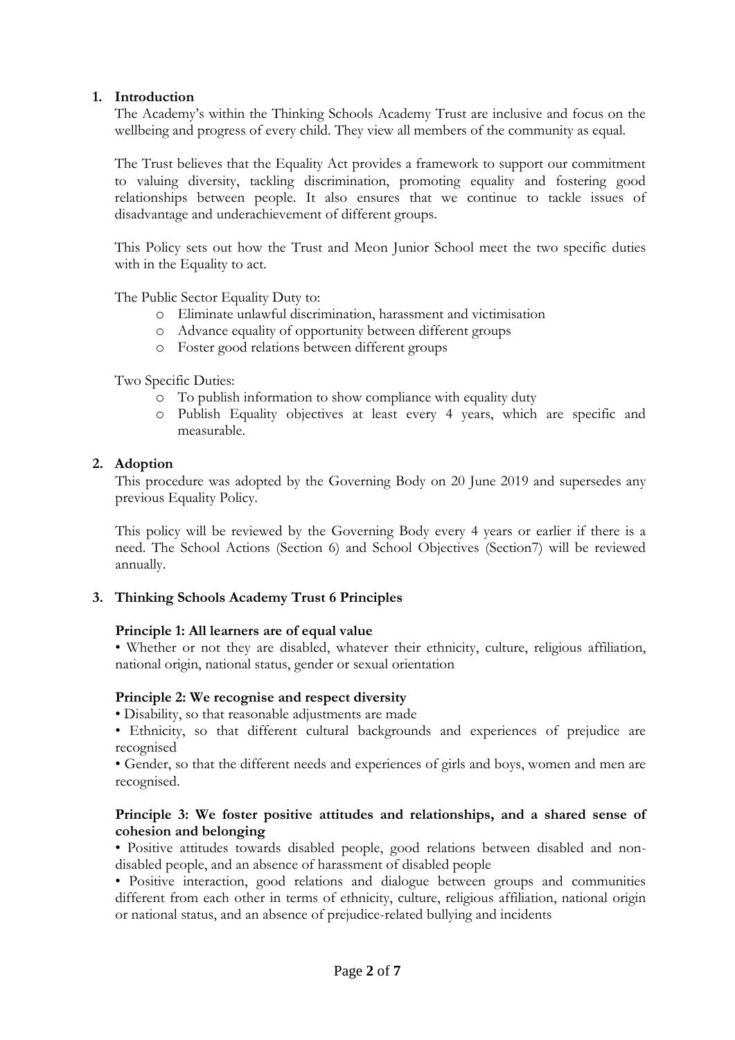## 1. Introduction

The Academy's within the Thinking Schools Academy Trust are inclusive and focus on the wellbeing and progress of every child. They view all members of the community as equal.

The Trust believes that the Equality Act provides a framework to support our commitment to valuing diversity, tackling discrimination, promoting equality and fostering good relationships between people. It also ensures that we continue to tackle issues of disadvantage and underachievement of different groups.

This Policy sets out how the Trust and Meon Junior School meet the two specific duties with in the Equality to act.

The Public Sector Equality Duty to:

- Eliminate unlawful discrimination, harassment and victimisation
- Advance equality of opportunity between different groups
- Foster good relations between different groups

Two Specific Duties:

- To publish information to show compliance with equality duty
- Publish Equality objectives at least every 4 years, which are specific and measurable.

## 2. Adoption

This procedure was adopted by the Governing Body on 20 June 2019 and supersedes any previous Equality Policy.

This policy will be reviewed by the Governing Body every 4 years or earlier if there is a need. The School Actions (Section 6) and School Objectives (Section7) will be reviewed annually.

## 3. Thinking Schools Academy Trust 6 Principles

**Principle 1: All learners are of equal value**

• Whether or not they are disabled, whatever their ethnicity, culture, religious affiliation, national origin, national status, gender or sexual orientation

**Principle 2: We recognise and respect diversity**

• Disability, so that reasonable adjustments are made

• Ethnicity, so that different cultural backgrounds and experiences of prejudice are recognised

• Gender, so that the different needs and experiences of girls and boys, women and men are recognised.

**Principle 3: We foster positive attitudes and relationships, and a shared sense of cohesion and belonging**

• Positive attitudes towards disabled people, good relations between disabled and non-disabled people, and an absence of harassment of disabled people

• Positive interaction, good relations and dialogue between groups and communities different from each other in terms of ethnicity, culture, religious affiliation, national origin or national status, and an absence of prejudice-related bullying and incidents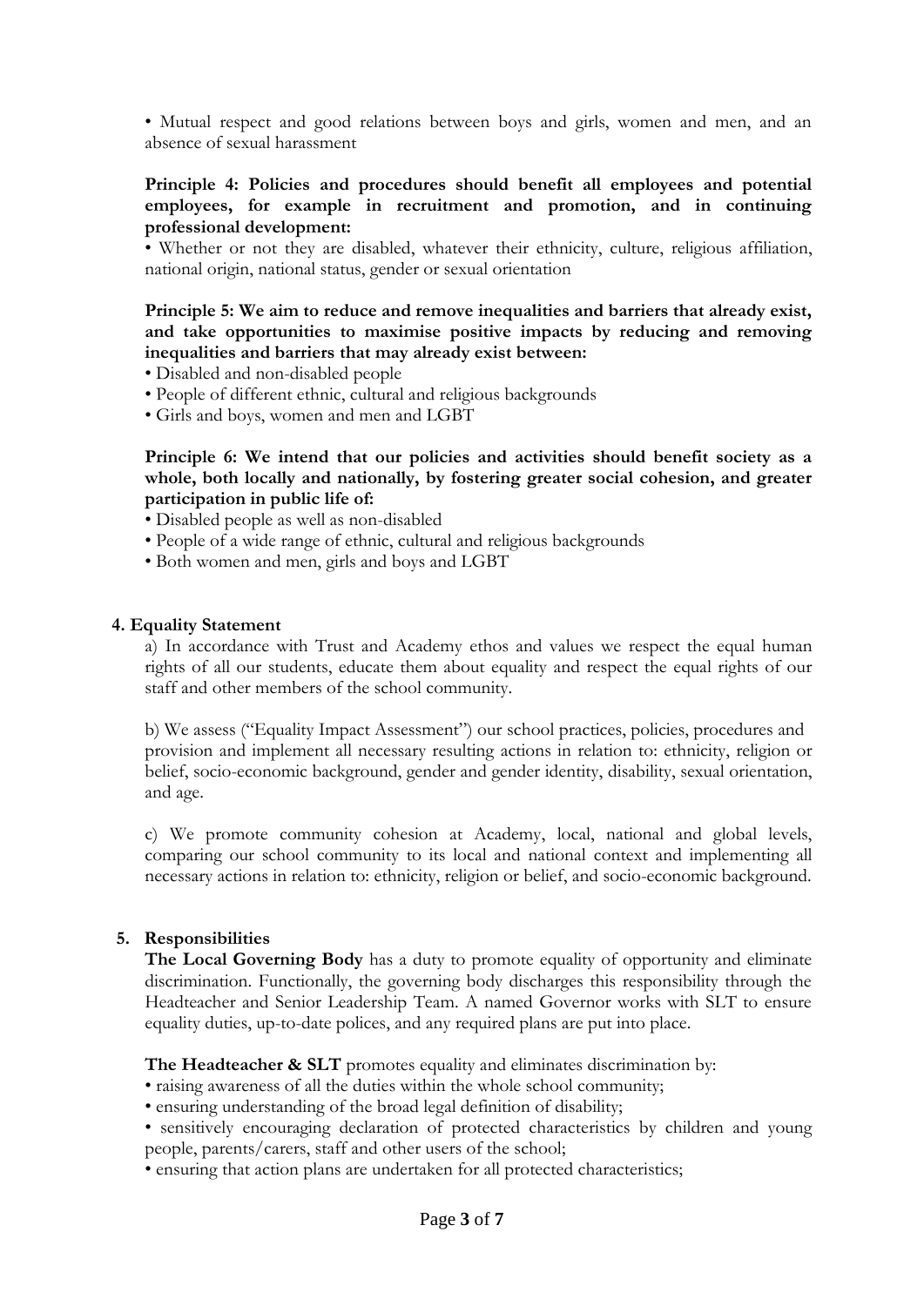• Mutual respect and good relations between boys and girls, women and men, and an absence of sexual harassment

**Principle 4: Policies and procedures should benefit all employees and potential employees, for example in recruitment and promotion, and in continuing professional development:**

• Whether or not they are disabled, whatever their ethnicity, culture, religious affiliation, national origin, national status, gender or sexual orientation

**Principle 5: We aim to reduce and remove inequalities and barriers that already exist, and take opportunities to maximise positive impacts by reducing and removing inequalities and barriers that may already exist between:**

• Disabled and non-disabled people
• People of different ethnic, cultural and religious backgrounds
• Girls and boys, women and men and LGBT

**Principle 6: We intend that our policies and activities should benefit society as a whole, both locally and nationally, by fostering greater social cohesion, and greater participation in public life of:**

• Disabled people as well as non-disabled
• People of a wide range of ethnic, cultural and religious backgrounds
• Both women and men, girls and boys and LGBT

## 4. Equality Statement

a) In accordance with Trust and Academy ethos and values we respect the equal human rights of all our students, educate them about equality and respect the equal rights of our staff and other members of the school community.

b) We assess ("Equality Impact Assessment") our school practices, policies, procedures and provision and implement all necessary resulting actions in relation to: ethnicity, religion or belief, socio-economic background, gender and gender identity, disability, sexual orientation, and age.

c) We promote community cohesion at Academy, local, national and global levels, comparing our school community to its local and national context and implementing all necessary actions in relation to: ethnicity, religion or belief, and socio-economic background.

## 5. Responsibilities

**The Local Governing Body** has a duty to promote equality of opportunity and eliminate discrimination. Functionally, the governing body discharges this responsibility through the Headteacher and Senior Leadership Team. A named Governor works with SLT to ensure equality duties, up-to-date polices, and any required plans are put into place.

**The Headteacher & SLT** promotes equality and eliminates discrimination by:

• raising awareness of all the duties within the whole school community;
• ensuring understanding of the broad legal definition of disability;
• sensitively encouraging declaration of protected characteristics by children and young people, parents/carers, staff and other users of the school;
• ensuring that action plans are undertaken for all protected characteristics;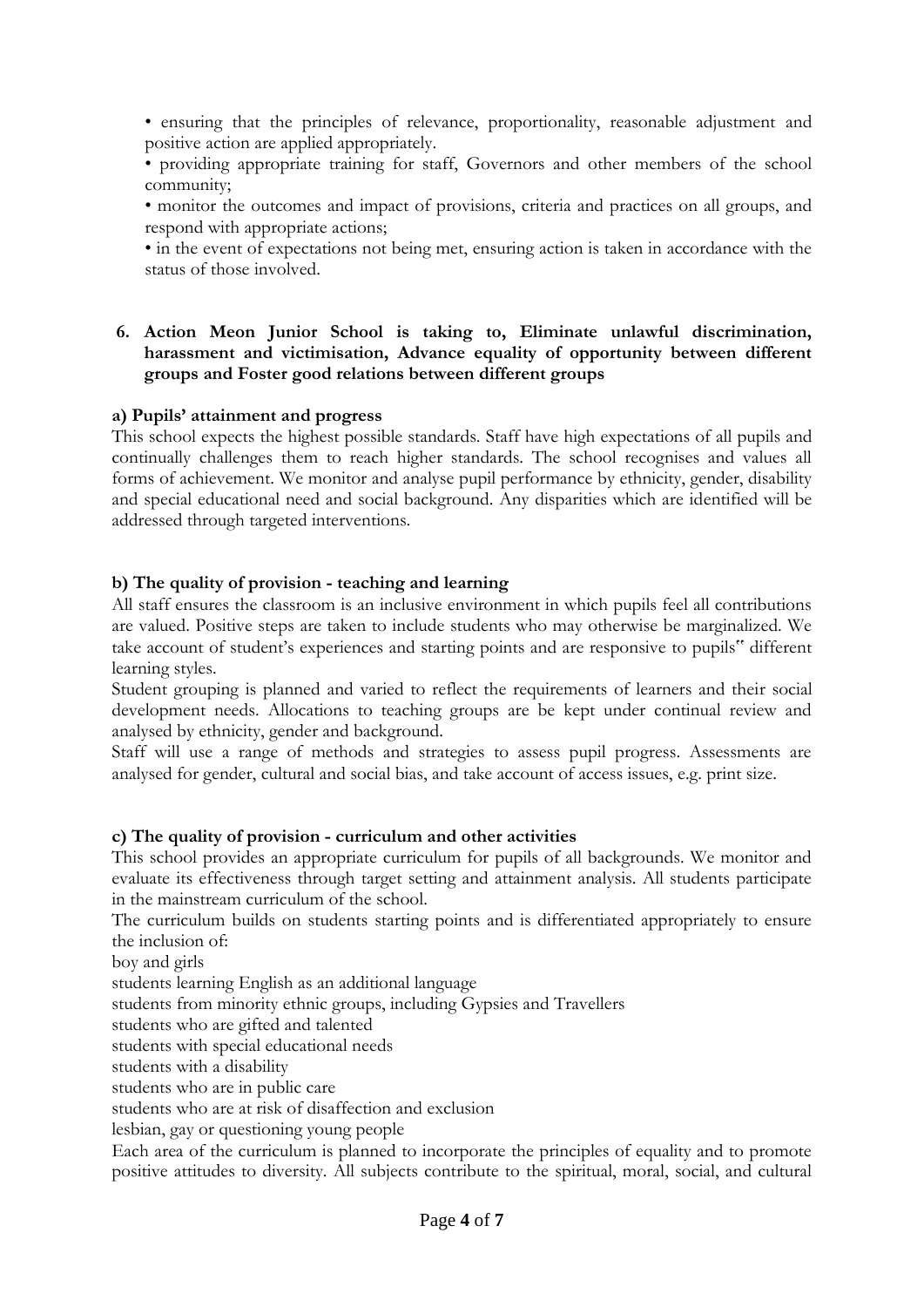- ensuring that the principles of relevance, proportionality, reasonable adjustment and positive action are applied appropriately.
- providing appropriate training for staff, Governors and other members of the school community;
- monitor the outcomes and impact of provisions, criteria and practices on all groups, and respond with appropriate actions;
- in the event of expectations not being met, ensuring action is taken in accordance with the status of those involved.

## 6. Action Meon Junior School is taking to, Eliminate unlawful discrimination, harassment and victimisation, Advance equality of opportunity between different groups and Foster good relations between different groups

### a) Pupils' attainment and progress

This school expects the highest possible standards. Staff have high expectations of all pupils and continually challenges them to reach higher standards. The school recognises and values all forms of achievement. We monitor and analyse pupil performance by ethnicity, gender, disability and special educational need and social background. Any disparities which are identified will be addressed through targeted interventions.

### b) The quality of provision - teaching and learning

All staff ensures the classroom is an inclusive environment in which pupils feel all contributions are valued. Positive steps are taken to include students who may otherwise be marginalized. We take account of student's experiences and starting points and are responsive to pupils" different learning styles.

Student grouping is planned and varied to reflect the requirements of learners and their social development needs. Allocations to teaching groups are be kept under continual review and analysed by ethnicity, gender and background.

Staff will use a range of methods and strategies to assess pupil progress. Assessments are analysed for gender, cultural and social bias, and take account of access issues, e.g. print size.

### c) The quality of provision - curriculum and other activities

This school provides an appropriate curriculum for pupils of all backgrounds. We monitor and evaluate its effectiveness through target setting and attainment analysis. All students participate in the mainstream curriculum of the school.

The curriculum builds on students starting points and is differentiated appropriately to ensure the inclusion of:

boy and girls

students learning English as an additional language

students from minority ethnic groups, including Gypsies and Travellers

students who are gifted and talented

students with special educational needs

students with a disability

students who are in public care

students who are at risk of disaffection and exclusion

lesbian, gay or questioning young people

Each area of the curriculum is planned to incorporate the principles of equality and to promote positive attitudes to diversity. All subjects contribute to the spiritual, moral, social, and cultural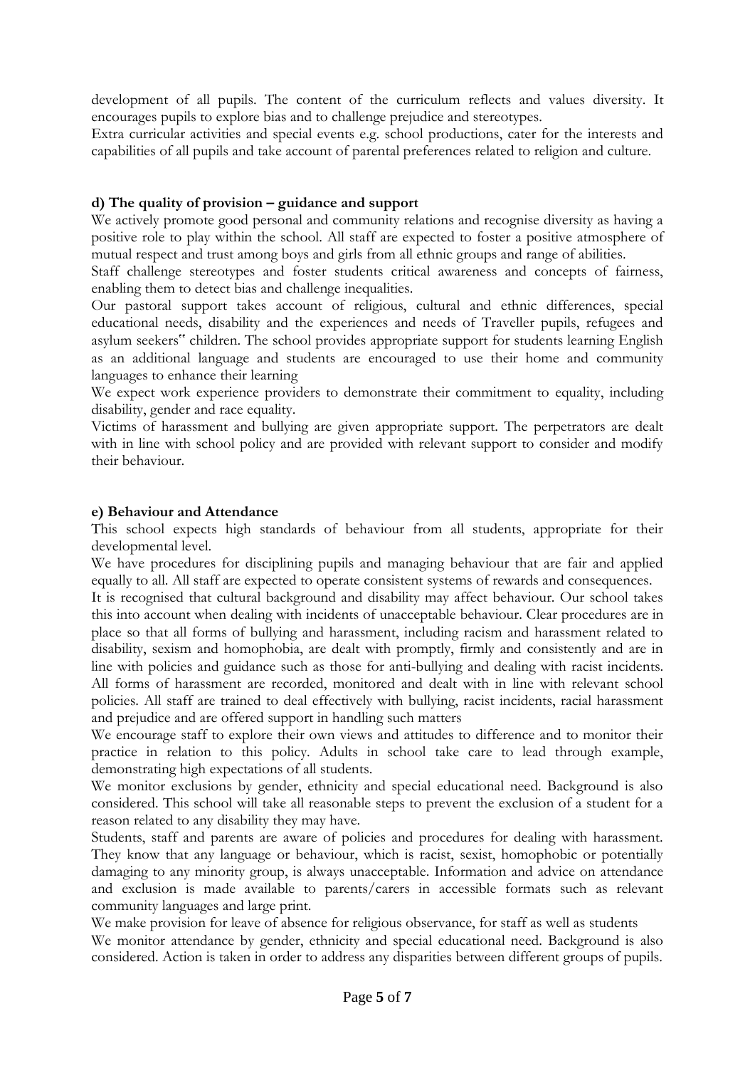development of all pupils. The content of the curriculum reflects and values diversity. It encourages pupils to explore bias and to challenge prejudice and stereotypes.

Extra curricular activities and special events e.g. school productions, cater for the interests and capabilities of all pupils and take account of parental preferences related to religion and culture.

**d) The quality of provision – guidance and support**

We actively promote good personal and community relations and recognise diversity as having a positive role to play within the school. All staff are expected to foster a positive atmosphere of mutual respect and trust among boys and girls from all ethnic groups and range of abilities.

Staff challenge stereotypes and foster students critical awareness and concepts of fairness, enabling them to detect bias and challenge inequalities.

Our pastoral support takes account of religious, cultural and ethnic differences, special educational needs, disability and the experiences and needs of Traveller pupils, refugees and asylum seekers‟ children. The school provides appropriate support for students learning English as an additional language and students are encouraged to use their home and community languages to enhance their learning

We expect work experience providers to demonstrate their commitment to equality, including disability, gender and race equality.

Victims of harassment and bullying are given appropriate support. The perpetrators are dealt with in line with school policy and are provided with relevant support to consider and modify their behaviour.

**e) Behaviour and Attendance**

This school expects high standards of behaviour from all students, appropriate for their developmental level.

We have procedures for disciplining pupils and managing behaviour that are fair and applied equally to all. All staff are expected to operate consistent systems of rewards and consequences.

It is recognised that cultural background and disability may affect behaviour. Our school takes this into account when dealing with incidents of unacceptable behaviour. Clear procedures are in place so that all forms of bullying and harassment, including racism and harassment related to disability, sexism and homophobia, are dealt with promptly, firmly and consistently and are in line with policies and guidance such as those for anti-bullying and dealing with racist incidents. All forms of harassment are recorded, monitored and dealt with in line with relevant school policies. All staff are trained to deal effectively with bullying, racist incidents, racial harassment and prejudice and are offered support in handling such matters

We encourage staff to explore their own views and attitudes to difference and to monitor their practice in relation to this policy. Adults in school take care to lead through example, demonstrating high expectations of all students.

We monitor exclusions by gender, ethnicity and special educational need. Background is also considered. This school will take all reasonable steps to prevent the exclusion of a student for a reason related to any disability they may have.

Students, staff and parents are aware of policies and procedures for dealing with harassment. They know that any language or behaviour, which is racist, sexist, homophobic or potentially damaging to any minority group, is always unacceptable. Information and advice on attendance and exclusion is made available to parents/carers in accessible formats such as relevant community languages and large print.

We make provision for leave of absence for religious observance, for staff as well as students

We monitor attendance by gender, ethnicity and special educational need. Background is also considered. Action is taken in order to address any disparities between different groups of pupils.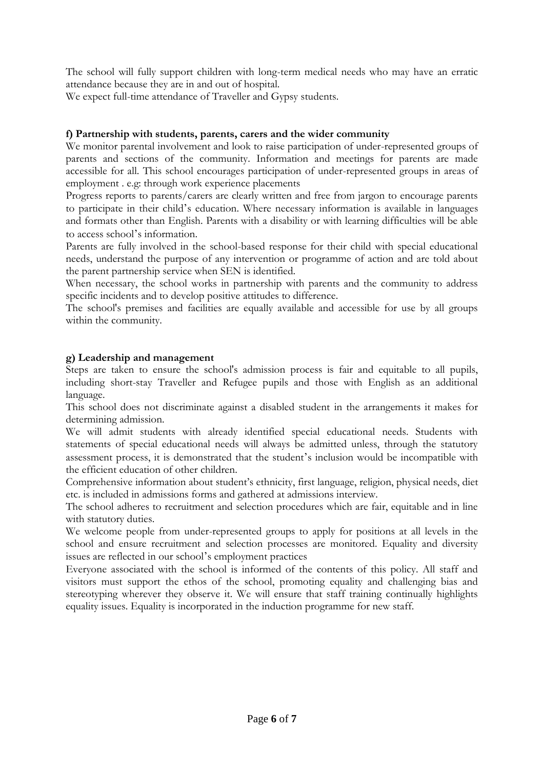The school will fully support children with long-term medical needs who may have an erratic attendance because they are in and out of hospital.
We expect full-time attendance of Traveller and Gypsy students.

**f) Partnership with students, parents, carers and the wider community**

We monitor parental involvement and look to raise participation of under-represented groups of parents and sections of the community. Information and meetings for parents are made accessible for all. This school encourages participation of under-represented groups in areas of employment . e.g: through work experience placements

Progress reports to parents/carers are clearly written and free from jargon to encourage parents to participate in their child's education. Where necessary information is available in languages and formats other than English. Parents with a disability or with learning difficulties will be able to access school's information.

Parents are fully involved in the school-based response for their child with special educational needs, understand the purpose of any intervention or programme of action and are told about the parent partnership service when SEN is identified.

When necessary, the school works in partnership with parents and the community to address specific incidents and to develop positive attitudes to difference.

The school's premises and facilities are equally available and accessible for use by all groups within the community.

**g) Leadership and management**

Steps are taken to ensure the school's admission process is fair and equitable to all pupils, including short-stay Traveller and Refugee pupils and those with English as an additional language.

This school does not discriminate against a disabled student in the arrangements it makes for determining admission.

We will admit students with already identified special educational needs. Students with statements of special educational needs will always be admitted unless, through the statutory assessment process, it is demonstrated that the student's inclusion would be incompatible with the efficient education of other children.

Comprehensive information about student's ethnicity, first language, religion, physical needs, diet etc. is included in admissions forms and gathered at admissions interview.

The school adheres to recruitment and selection procedures which are fair, equitable and in line with statutory duties.

We welcome people from under-represented groups to apply for positions at all levels in the school and ensure recruitment and selection processes are monitored. Equality and diversity issues are reflected in our school's employment practices

Everyone associated with the school is informed of the contents of this policy. All staff and visitors must support the ethos of the school, promoting equality and challenging bias and stereotyping wherever they observe it. We will ensure that staff training continually highlights equality issues. Equality is incorporated in the induction programme for new staff.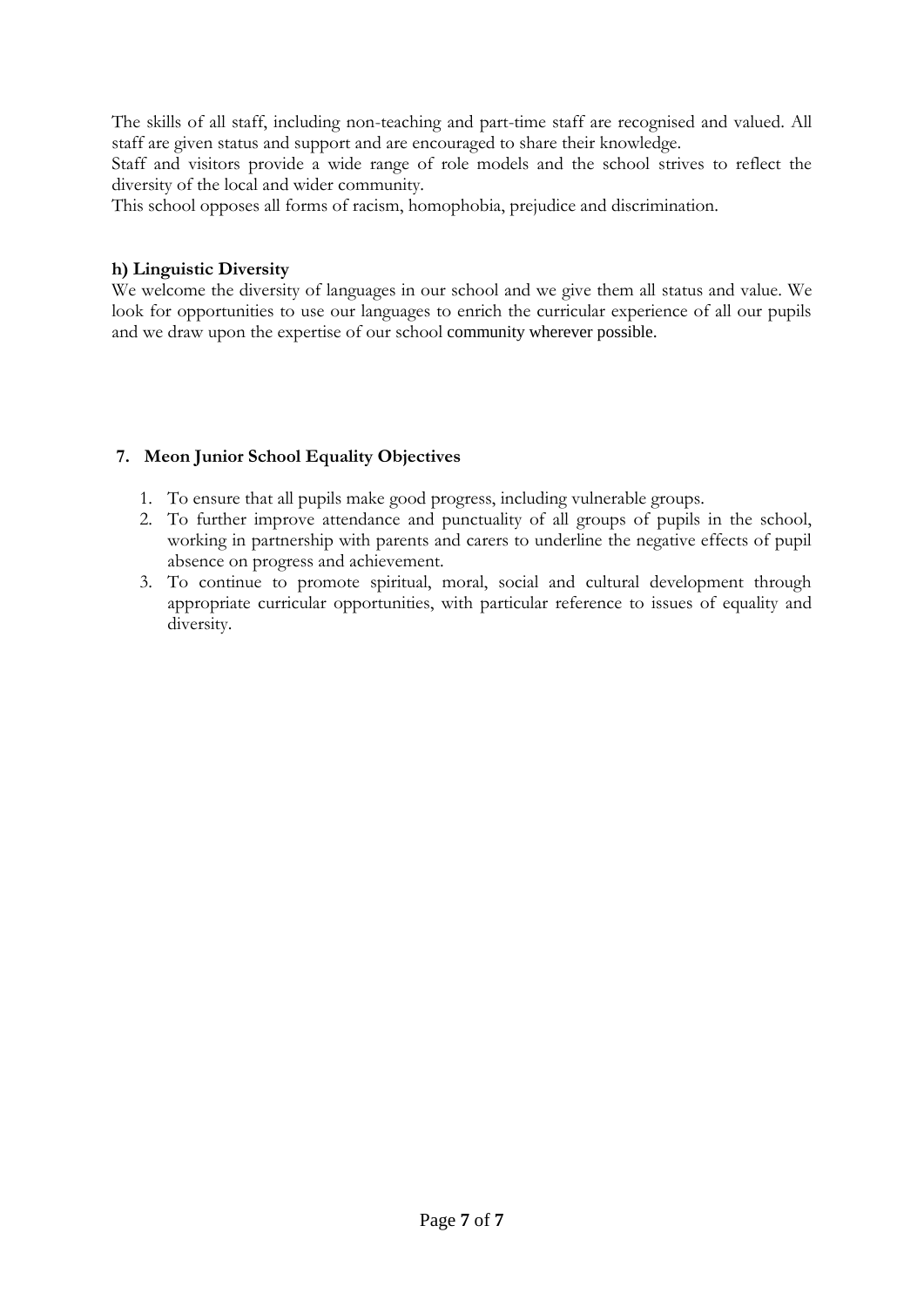The skills of all staff, including non-teaching and part-time staff are recognised and valued. All staff are given status and support and are encouraged to share their knowledge.
Staff and visitors provide a wide range of role models and the school strives to reflect the diversity of the local and wider community.
This school opposes all forms of racism, homophobia, prejudice and discrimination.

**h) Linguistic Diversity**
We welcome the diversity of languages in our school and we give them all status and value. We look for opportunities to use our languages to enrich the curricular experience of all our pupils and we draw upon the expertise of our school community wherever possible.

## 7. Meon Junior School Equality Objectives

1. To ensure that all pupils make good progress, including vulnerable groups.
2. To further improve attendance and punctuality of all groups of pupils in the school, working in partnership with parents and carers to underline the negative effects of pupil absence on progress and achievement.
3. To continue to promote spiritual, moral, social and cultural development through appropriate curricular opportunities, with particular reference to issues of equality and diversity.